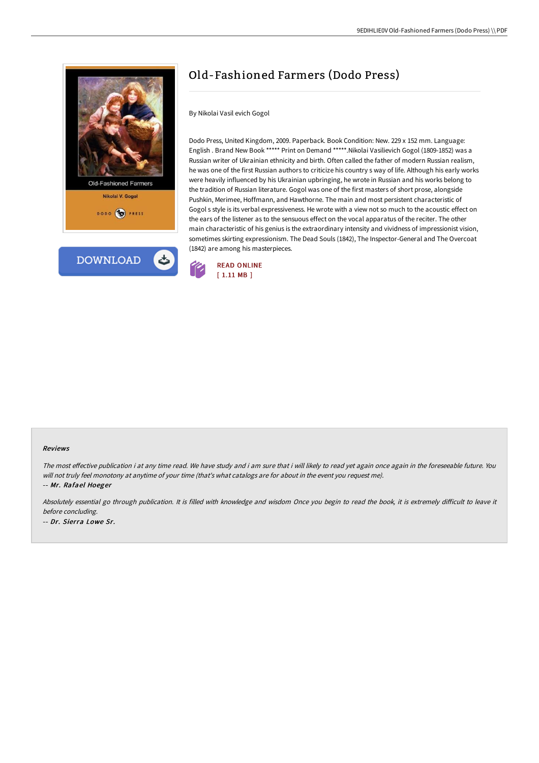# Old-Fashioned Farmers (Dodo Press)

By Nikolai Vasil evich Gogol

Dodo Press, United Kingdom, 2009. Paperback. Book Condition: New. 229 x 152 mm. Language: English . Brand New Book ***** Print on Demand *****.Nikolai Vasilievich Gogol (1809-1852) was a Russian writer of Ukrainian ethnicity and birth. Often called the father of modern Russian realism, he was one of the first Russian authors to criticize his country s way of life. Although his early works were heavily influenced by his Ukrainian upbringing, he wrote in Russian and his works belong to the tradition of Russian literature. Gogol was one of the first masters of short prose, alongside Pushkin, Merimee, Hoffmann, and Hawthorne. The main and most persistent characteristic of Gogol s style is its verbal expressiveness. He wrote with a view not so much to the acoustic effect on the ears of the listener as to the sensuous effect on the vocal apparatus of the reciter. The other main characteristic of his genius is the extraordinary intensity and vividness of impressionist vision, sometimes skirting expressionism. The Dead Souls (1842), The Inspector-General and The Overcoat (1842) are among his masterpieces.

READ ONLINE
[ 1.11 MB ]

#### Reviews

*The most effective publication i at any time read. We have study and i am sure that i will likely to read yet again once again in the foreseeable future. You will not truly feel monotony at anytime of your time (that's what catalogs are for about in the event you request me).*

-- *Mr. Rafael Hoeger*

*Absolutely essential go through publication. It is filled with knowledge and wisdom Once you begin to read the book, it is extremely difficult to leave it before concluding.*

-- *Dr. Sierra Lowe Sr.*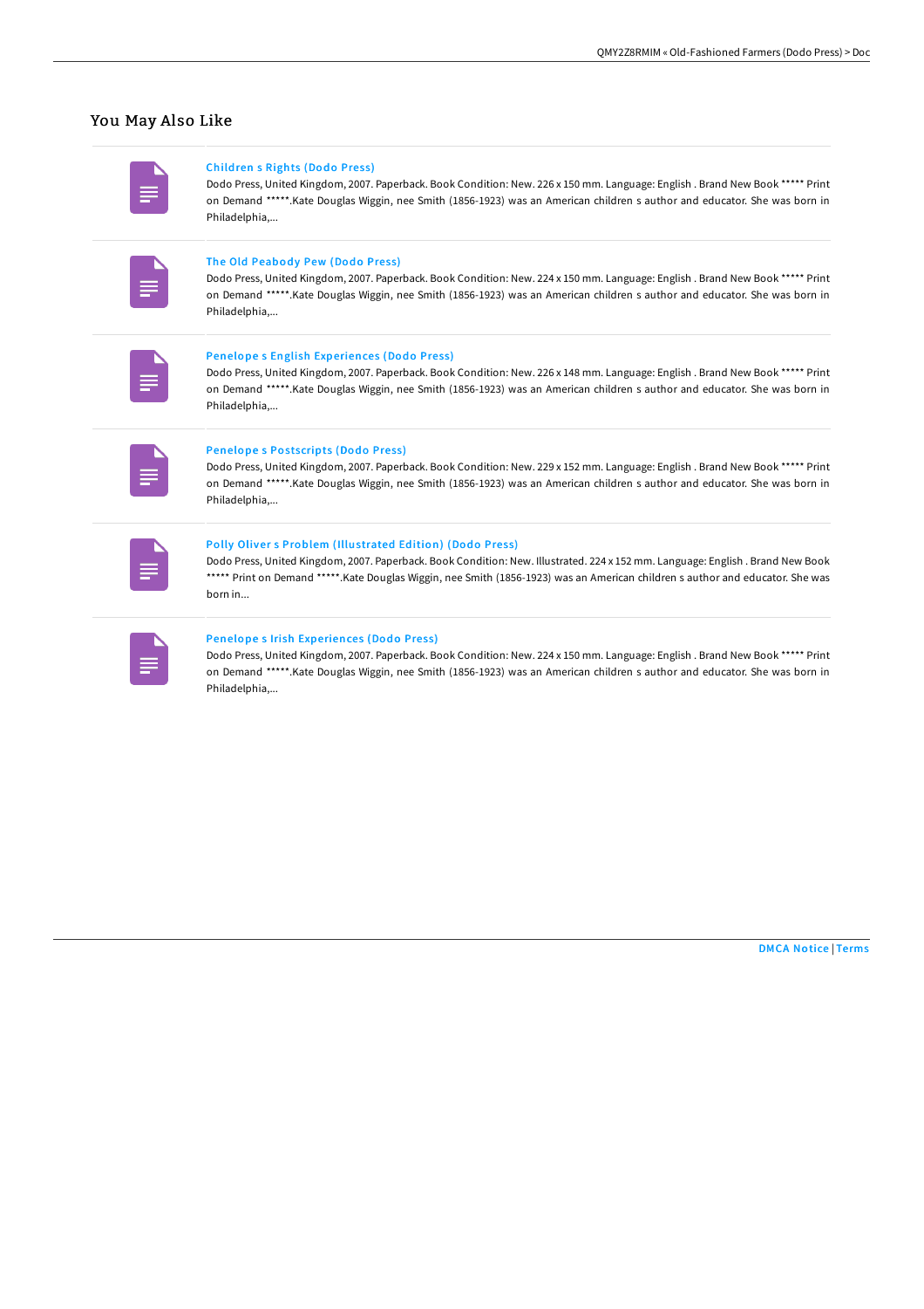## You May Also Like

### Children s Rights (Dodo Press)

Dodo Press, United Kingdom, 2007. Paperback. Book Condition: New. 226 x 150 mm. Language: English . Brand New Book ***** Print on Demand *****.Kate Douglas Wiggin, nee Smith (1856-1923) was an American children s author and educator. She was born in Philadelphia,...

### The Old Peabody Pew (Dodo Press)

Dodo Press, United Kingdom, 2007. Paperback. Book Condition: New. 224 x 150 mm. Language: English . Brand New Book ***** Print on Demand *****.Kate Douglas Wiggin, nee Smith (1856-1923) was an American children s author and educator. She was born in Philadelphia,...

### Penelope s English Experiences (Dodo Press)

Dodo Press, United Kingdom, 2007. Paperback. Book Condition: New. 226 x 148 mm. Language: English . Brand New Book ***** Print on Demand *****.Kate Douglas Wiggin, nee Smith (1856-1923) was an American children s author and educator. She was born in Philadelphia,...

### Penelope s Postscripts (Dodo Press)

Dodo Press, United Kingdom, 2007. Paperback. Book Condition: New. 229 x 152 mm. Language: English . Brand New Book ***** Print on Demand *****.Kate Douglas Wiggin, nee Smith (1856-1923) was an American children s author and educator. She was born in Philadelphia,...

### Polly Oliver s Problem (Illustrated Edition) (Dodo Press)

Dodo Press, United Kingdom, 2007. Paperback. Book Condition: New. Illustrated. 224 x 152 mm. Language: English . Brand New Book ***** Print on Demand *****.Kate Douglas Wiggin, nee Smith (1856-1923) was an American children s author and educator. She was born in...

### Penelope s Irish Experiences (Dodo Press)

Dodo Press, United Kingdom, 2007. Paperback. Book Condition: New. 224 x 150 mm. Language: English . Brand New Book ***** Print on Demand *****.Kate Douglas Wiggin, nee Smith (1856-1923) was an American children s author and educator. She was born in Philadelphia,...

DMCA Notice | Terms